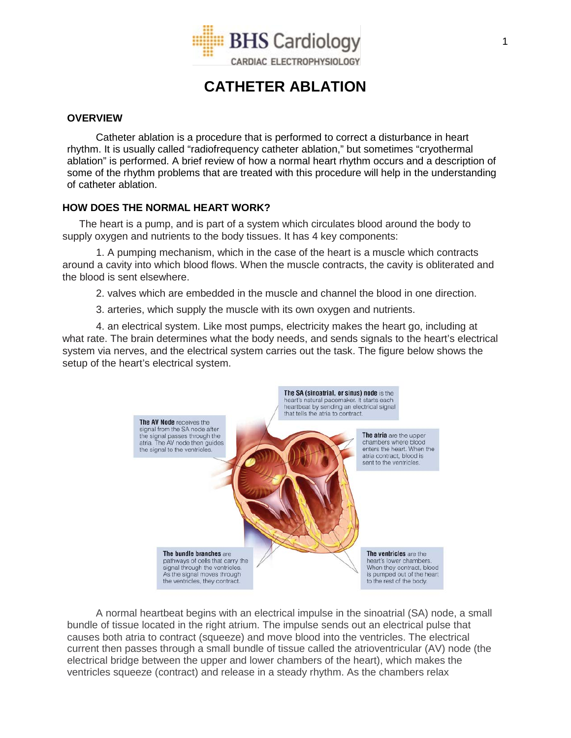BHS Cardiology

CARDIAC ELECTROPHYSIOLOGY

# CATHETER ABLATION

## OVERVIEW

Catheter ablation is a procedure that is performed to correct a disturbance in heart rhythm. It is usually called "radiofrequency catheter ablation," but sometimes "cryothermal ablation" is performed. A brief review of how a normal heart rhythm occurs and a description of some of the rhythm problems that are treated with this procedure will help in the understanding of catheter ablation.

## HOW DOES THE NORMAL HEART WORK?

The heart is a pump, and is part of a system which circulates blood around the body to supply oxygen and nutrients to the body tissues. It has 4 key components:

1. A pumping mechanism, which in the case of the heart is a muscle which contracts around a cavity into which blood flows. When the muscle contracts, the cavity is obliterated and the blood is sent elsewhere.

2. valves which are embedded in the muscle and channel the blood in one direction.

3. arteries, which supply the muscle with its own oxygen and nutrients.

4. an electrical system. Like most pumps, electricity makes the heart go, including at what rate. The brain determines what the body needs, and sends signals to the heart's electrical system via nerves, and the electrical system carries out the task. The figure below shows the setup of the heart's electrical system.

**The SA (sinoatrial, or sinus) node** is the heart's natural pacemaker. It starts each heartbeat by sending an electrical signal that tells the atria to contract.

**The AV Node** receives the signal from the SA node after the signal passes through the atria. The AV node then guides the signal to the ventricles.

**The atria** are the upper chambers where blood enters the heart. When the atria contract, blood is sent to the ventricles.

**The bundle branches** are pathways of cells that carry the signal through the ventricles. As the signal moves through the ventricles, they contract.

**The ventricles** are the heart's lower chambers. When they contract, blood is pumped out of the heart to the rest of the body.

A normal heartbeat begins with an electrical impulse in the sinoatrial (SA) node, a small bundle of tissue located in the right atrium. The impulse sends out an electrical pulse that causes both atria to contract (squeeze) and move blood into the ventricles. The electrical current then passes through a small bundle of tissue called the atrioventricular (AV) node (the electrical bridge between the upper and lower chambers of the heart), which makes the ventricles squeeze (contract) and release in a steady rhythm. As the chambers relax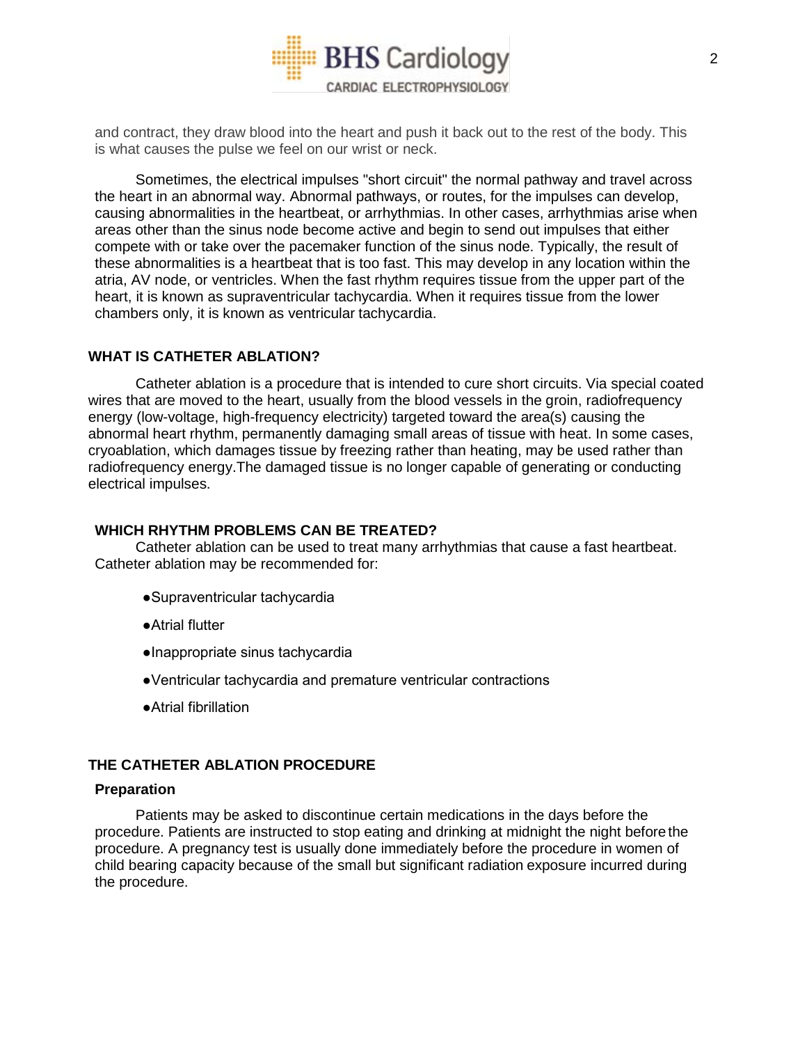and contract, they draw blood into the heart and push it back out to the rest of the body. This is what causes the pulse we feel on our wrist or neck.

Sometimes, the electrical impulses "short circuit" the normal pathway and travel across the heart in an abnormal way. Abnormal pathways, or routes, for the impulses can develop, causing abnormalities in the heartbeat, or arrhythmias. In other cases, arrhythmias arise when areas other than the sinus node become active and begin to send out impulses that either compete with or take over the pacemaker function of the sinus node. Typically, the result of these abnormalities is a heartbeat that is too fast. This may develop in any location within the atria, AV node, or ventricles. When the fast rhythm requires tissue from the upper part of the heart, it is known as supraventricular tachycardia. When it requires tissue from the lower chambers only, it is known as ventricular tachycardia.

## WHAT IS CATHETER ABLATION?

Catheter ablation is a procedure that is intended to cure short circuits. Via special coated wires that are moved to the heart, usually from the blood vessels in the groin, radiofrequency energy (low-voltage, high-frequency electricity) targeted toward the area(s) causing the abnormal heart rhythm, permanently damaging small areas of tissue with heat. In some cases, cryoablation, which damages tissue by freezing rather than heating, may be used rather than radiofrequency energy.The damaged tissue is no longer capable of generating or conducting electrical impulses.

## WHICH RHYTHM PROBLEMS CAN BE TREATED?

Catheter ablation can be used to treat many arrhythmias that cause a fast heartbeat. Catheter ablation may be recommended for:

- Supraventricular tachycardia
- Atrial flutter
- Inappropriate sinus tachycardia
- Ventricular tachycardia and premature ventricular contractions
- Atrial fibrillation

## THE CATHETER ABLATION PROCEDURE

### Preparation

Patients may be asked to discontinue certain medications in the days before the procedure. Patients are instructed to stop eating and drinking at midnight the night before the procedure. A pregnancy test is usually done immediately before the procedure in women of child bearing capacity because of the small but significant radiation exposure incurred during the procedure.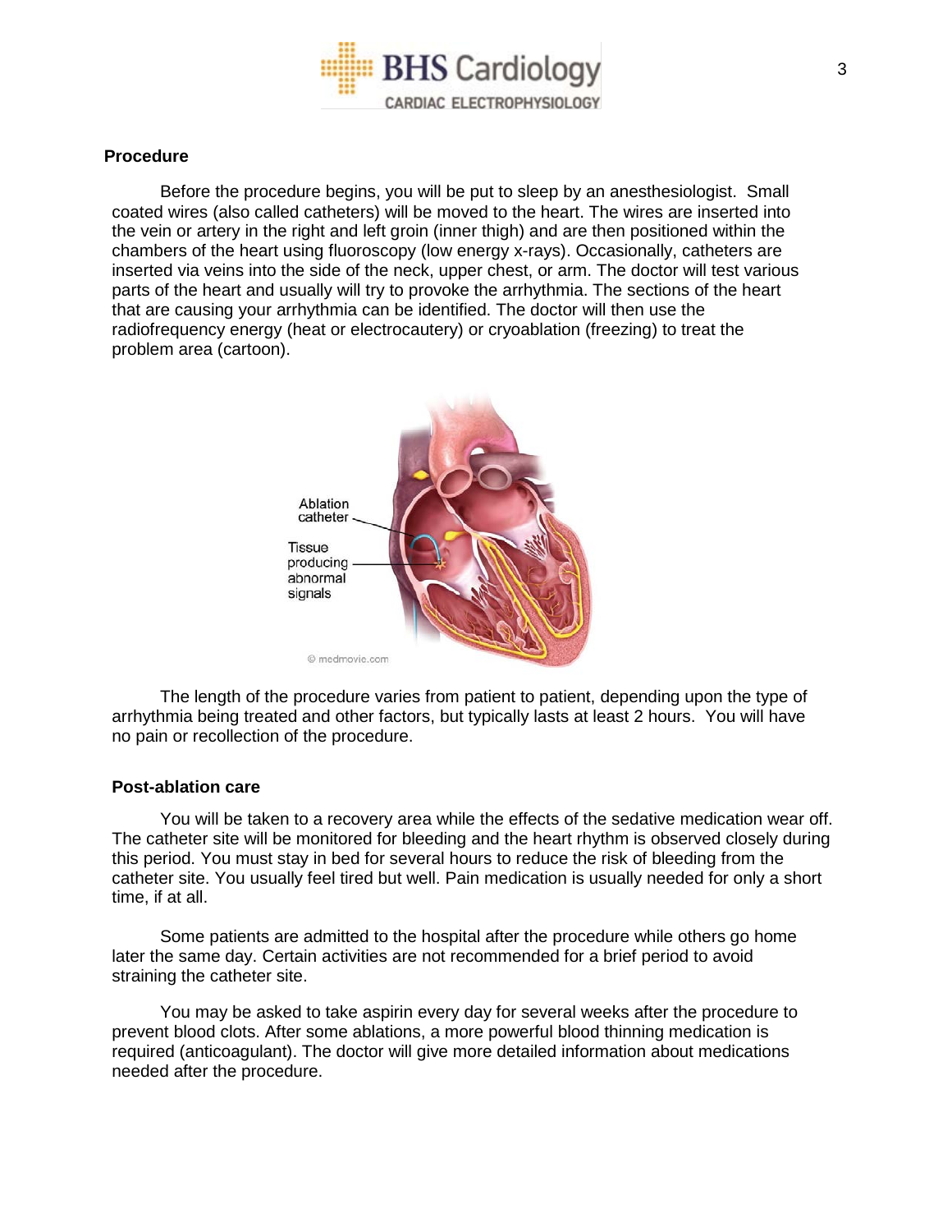## Procedure

Before the procedure begins, you will be put to sleep by an anesthesiologist. Small coated wires (also called catheters) will be moved to the heart. The wires are inserted into the vein or artery in the right and left groin (inner thigh) and are then positioned within the chambers of the heart using fluoroscopy (low energy x-rays). Occasionally, catheters are inserted via veins into the side of the neck, upper chest, or arm. The doctor will test various parts of the heart and usually will try to provoke the arrhythmia. The sections of the heart that are causing your arrhythmia can be identified. The doctor will then use the radiofrequency energy (heat or electrocautery) or cryoablation (freezing) to treat the problem area (cartoon).

The length of the procedure varies from patient to patient, depending upon the type of arrhythmia being treated and other factors, but typically lasts at least 2 hours. You will have no pain or recollection of the procedure.

## Post-ablation care

You will be taken to a recovery area while the effects of the sedative medication wear off. The catheter site will be monitored for bleeding and the heart rhythm is observed closely during this period. You must stay in bed for several hours to reduce the risk of bleeding from the catheter site. You usually feel tired but well. Pain medication is usually needed for only a short time, if at all.

Some patients are admitted to the hospital after the procedure while others go home later the same day. Certain activities are not recommended for a brief period to avoid straining the catheter site.

You may be asked to take aspirin every day for several weeks after the procedure to prevent blood clots. After some ablations, a more powerful blood thinning medication is required (anticoagulant). The doctor will give more detailed information about medications needed after the procedure.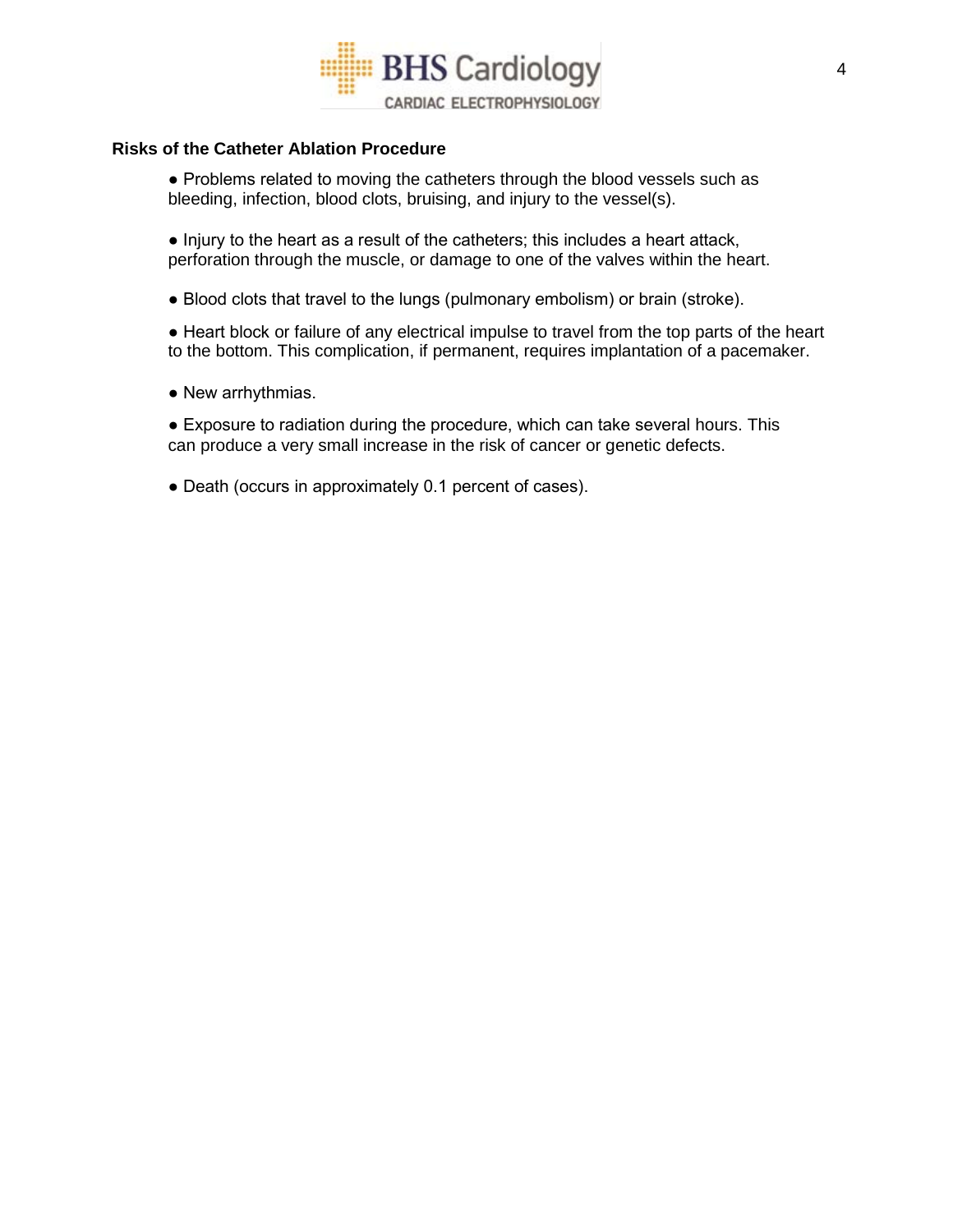## Risks of the Catheter Ablation Procedure

- Problems related to moving the catheters through the blood vessels such as bleeding, infection, blood clots, bruising, and injury to the vessel(s).

- Injury to the heart as a result of the catheters; this includes a heart attack, perforation through the muscle, or damage to one of the valves within the heart.

- Blood clots that travel to the lungs (pulmonary embolism) or brain (stroke).

- Heart block or failure of any electrical impulse to travel from the top parts of the heart to the bottom. This complication, if permanent, requires implantation of a pacemaker.

- New arrhythmias.

- Exposure to radiation during the procedure, which can take several hours. This can produce a very small increase in the risk of cancer or genetic defects.

- Death (occurs in approximately 0.1 percent of cases).